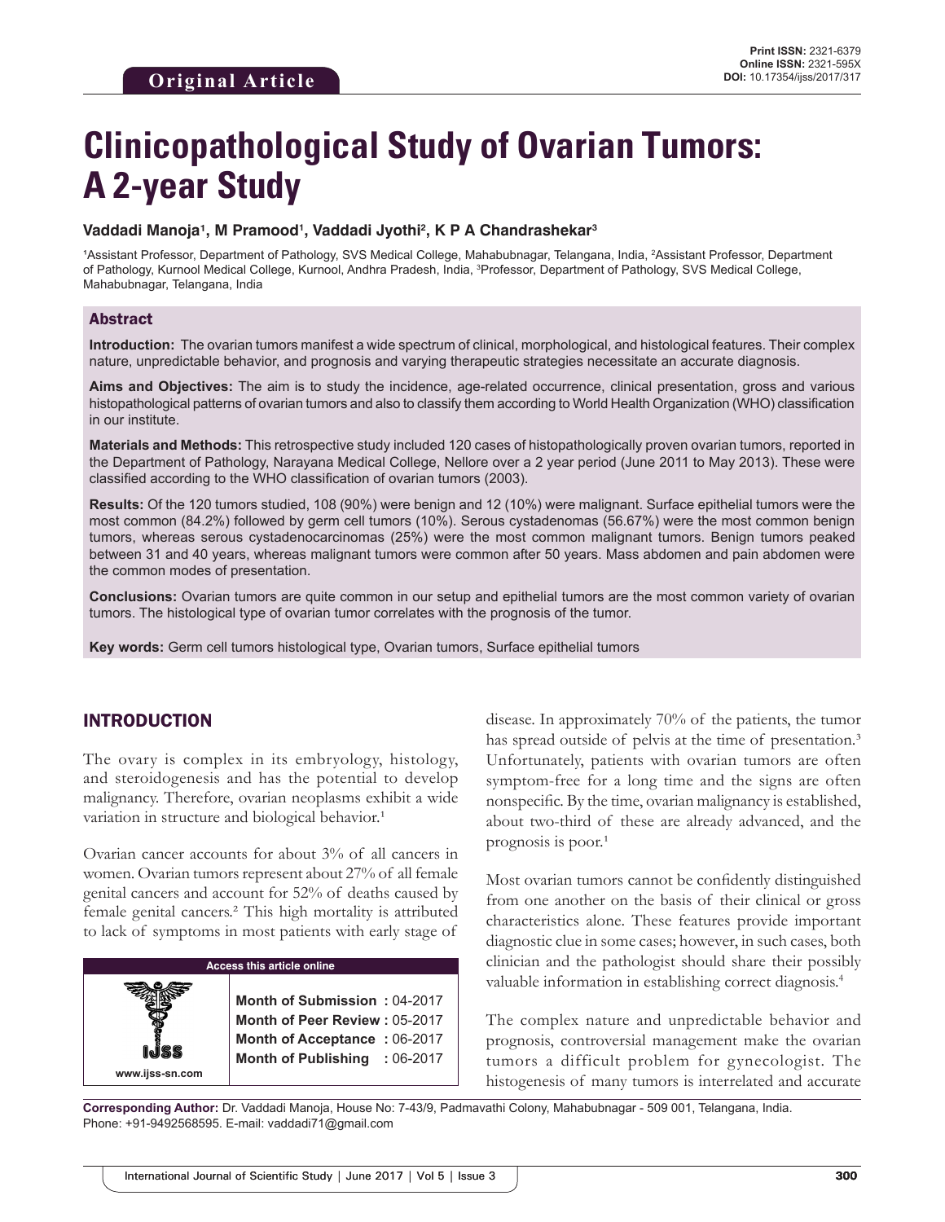**Original Article**

**Print ISSN:** 2321-6379
**Online ISSN:** 2321-595X
**DOI:** 10.17354/ijss/2017/317

# Clinicopathological Study of Ovarian Tumors: A 2-year Study

**Vaddadi Manoja[1], M Pramood[1], Vaddadi Jyothi[2], K P A Chandrashekar[3]**

[1]Assistant Professor, Department of Pathology, SVS Medical College, Mahabubnagar, Telangana, India, [2]Assistant Professor, Department of Pathology, Kurnool Medical College, Kurnool, Andhra Pradesh, India, [3]Professor, Department of Pathology, SVS Medical College, Mahabubnagar, Telangana, India

## Abstract

**Introduction:** The ovarian tumors manifest a wide spectrum of clinical, morphological, and histological features. Their complex nature, unpredictable behavior, and prognosis and varying therapeutic strategies necessitate an accurate diagnosis.

**Aims and Objectives:** The aim is to study the incidence, age-related occurrence, clinical presentation, gross and various histopathological patterns of ovarian tumors and also to classify them according to World Health Organization (WHO) classification in our institute.

**Materials and Methods:** This retrospective study included 120 cases of histopathologically proven ovarian tumors, reported in the Department of Pathology, Narayana Medical College, Nellore over a 2 year period (June 2011 to May 2013). These were classified according to the WHO classification of ovarian tumors (2003).

**Results:** Of the 120 tumors studied, 108 (90%) were benign and 12 (10%) were malignant. Surface epithelial tumors were the most common (84.2%) followed by germ cell tumors (10%). Serous cystadenomas (56.67%) were the most common benign tumors, whereas serous cystadenocarcinomas (25%) were the most common malignant tumors. Benign tumors peaked between 31 and 40 years, whereas malignant tumors were common after 50 years. Mass abdomen and pain abdomen were the common modes of presentation.

**Conclusions:** Ovarian tumors are quite common in our setup and epithelial tumors are the most common variety of ovarian tumors. The histological type of ovarian tumor correlates with the prognosis of the tumor.

**Key words:** Germ cell tumors histological type, Ovarian tumors, Surface epithelial tumors

## INTRODUCTION

The ovary is complex in its embryology, histology, and steroidogenesis and has the potential to develop malignancy. Therefore, ovarian neoplasms exhibit a wide variation in structure and biological behavior.[1]

Ovarian cancer accounts for about 3% of all cancers in women. Ovarian tumors represent about 27% of all female genital cancers and account for 52% of deaths caused by female genital cancers.[2] This high mortality is attributed to lack of symptoms in most patients with early stage of disease. In approximately 70% of the patients, the tumor has spread outside of pelvis at the time of presentation.[3] Unfortunately, patients with ovarian tumors are often symptom-free for a long time and the signs are often nonspecific. By the time, ovarian malignancy is established, about two-third of these are already advanced, and the prognosis is poor.[1]

Most ovarian tumors cannot be confidently distinguished from one another on the basis of their clinical or gross characteristics alone. These features provide important diagnostic clue in some cases; however, in such cases, both clinician and the pathologist should share their possibly valuable information in establishing correct diagnosis.[4]

The complex nature and unpredictable behavior and prognosis, controversial management make the ovarian tumors a difficult problem for gynecologist. The histogenesis of many tumors is interrelated and accurate

| Access this article online | |
|---|---|
| www.ijss-sn.com | **Month of Submission :** 04-2017<br>**Month of Peer Review :** 05-2017<br>**Month of Acceptance :** 06-2017<br>**Month of Publishing :** 06-2017 |

**Corresponding Author:** Dr. Vaddadi Manoja, House No: 7-43/9, Padmavathi Colony, Mahabubnagar - 509 001, Telangana, India. Phone: +91-9492568595. E-mail: vaddadi71@gmail.com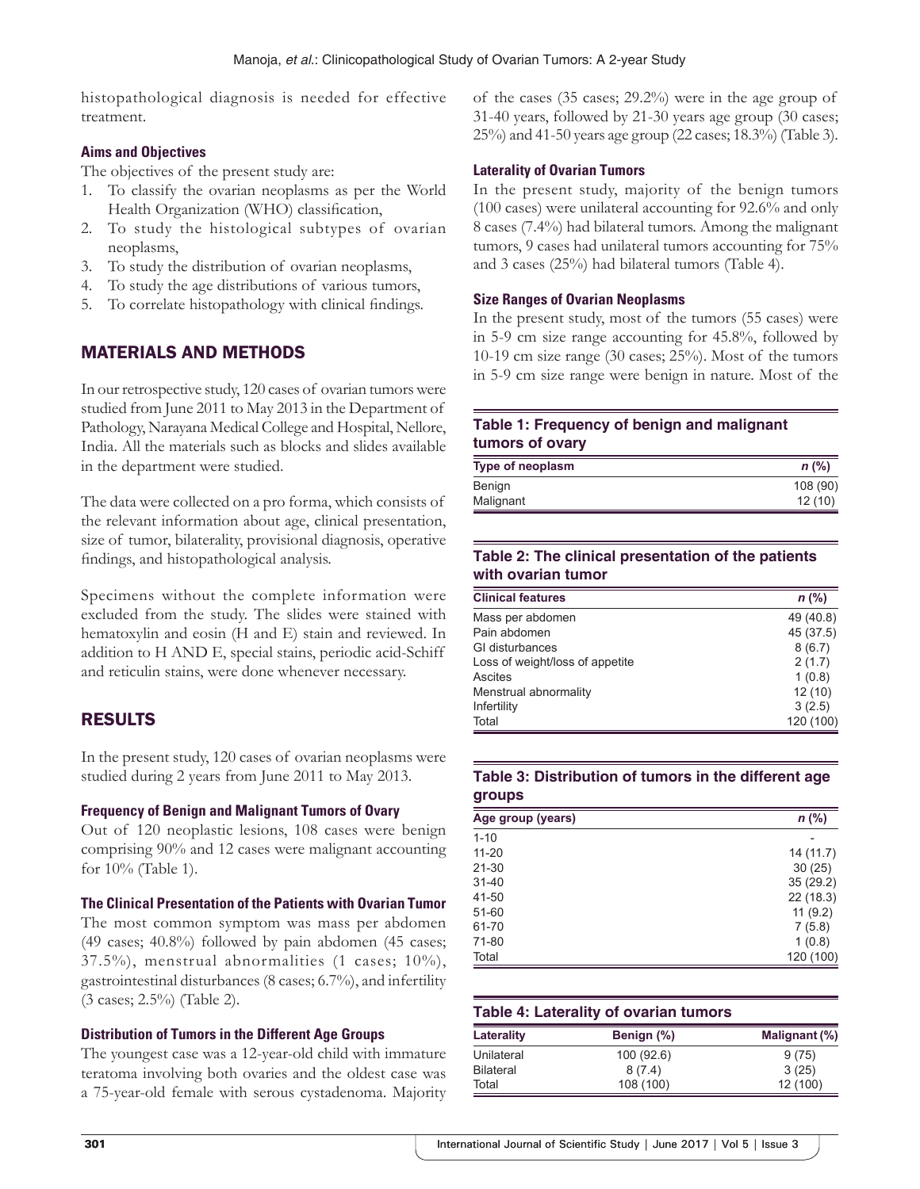histopathological diagnosis is needed for effective treatment.

### Aims and Objectives

The objectives of the present study are:

1. To classify the ovarian neoplasms as per the World Health Organization (WHO) classification,
2. To study the histological subtypes of ovarian neoplasms,
3. To study the distribution of ovarian neoplasms,
4. To study the age distributions of various tumors,
5. To correlate histopathology with clinical findings.

## MATERIALS AND METHODS

In our retrospective study, 120 cases of ovarian tumors were studied from June 2011 to May 2013 in the Department of Pathology, Narayana Medical College and Hospital, Nellore, India. All the materials such as blocks and slides available in the department were studied.

The data were collected on a pro forma, which consists of the relevant information about age, clinical presentation, size of tumor, bilaterality, provisional diagnosis, operative findings, and histopathological analysis.

Specimens without the complete information were excluded from the study. The slides were stained with hematoxylin and eosin (H and E) stain and reviewed. In addition to H AND E, special stains, periodic acid-Schiff and reticulin stains, were done whenever necessary.

## RESULTS

In the present study, 120 cases of ovarian neoplasms were studied during 2 years from June 2011 to May 2013.

### Frequency of Benign and Malignant Tumors of Ovary

Out of 120 neoplastic lesions, 108 cases were benign comprising 90% and 12 cases were malignant accounting for 10% (Table 1).

### The Clinical Presentation of the Patients with Ovarian Tumor

The most common symptom was mass per abdomen (49 cases; 40.8%) followed by pain abdomen (45 cases; 37.5%), menstrual abnormalities (1 cases; 10%), gastrointestinal disturbances (8 cases; 6.7%), and infertility (3 cases; 2.5%) (Table 2).

### Distribution of Tumors in the Different Age Groups

The youngest case was a 12-year-old child with immature teratoma involving both ovaries and the oldest case was a 75-year-old female with serous cystadenoma. Majority of the cases (35 cases; 29.2%) were in the age group of 31-40 years, followed by 21-30 years age group (30 cases; 25%) and 41-50 years age group (22 cases; 18.3%) (Table 3).

### Laterality of Ovarian Tumors

In the present study, majority of the benign tumors (100 cases) were unilateral accounting for 92.6% and only 8 cases (7.4%) had bilateral tumors. Among the malignant tumors, 9 cases had unilateral tumors accounting for 75% and 3 cases (25%) had bilateral tumors (Table 4).

### Size Ranges of Ovarian Neoplasms

In the present study, most of the tumors (55 cases) were in 5-9 cm size range accounting for 45.8%, followed by 10-19 cm size range (30 cases; 25%). Most of the tumors in 5-9 cm size range were benign in nature. Most of the

**Table 1: Frequency of benign and malignant tumors of ovary**

| Type of neoplasm | *n* (%) |
|---|---|
| Benign | 108 (90) |
| Malignant | 12 (10) |

**Table 2: The clinical presentation of the patients with ovarian tumor**

| Clinical features | *n* (%) |
|---|---|
| Mass per abdomen | 49 (40.8) |
| Pain abdomen | 45 (37.5) |
| GI disturbances | 8 (6.7) |
| Loss of weight/loss of appetite | 2 (1.7) |
| Ascites | 1 (0.8) |
| Menstrual abnormality | 12 (10) |
| Infertility | 3 (2.5) |
| Total | 120 (100) |

**Table 3: Distribution of tumors in the different age groups**

| Age group (years) | *n* (%) |
|---|---|
| 1-10 | - |
| 11-20 | 14 (11.7) |
| 21-30 | 30 (25) |
| 31-40 | 35 (29.2) |
| 41-50 | 22 (18.3) |
| 51-60 | 11 (9.2) |
| 61-70 | 7 (5.8) |
| 71-80 | 1 (0.8) |
| Total | 120 (100) |

**Table 4: Laterality of ovarian tumors**

| Laterality | Benign (%) | Malignant (%) |
|---|---|---|
| Unilateral | 100 (92.6) | 9 (75) |
| Bilateral | 8 (7.4) | 3 (25) |
| Total | 108 (100) | 12 (100) |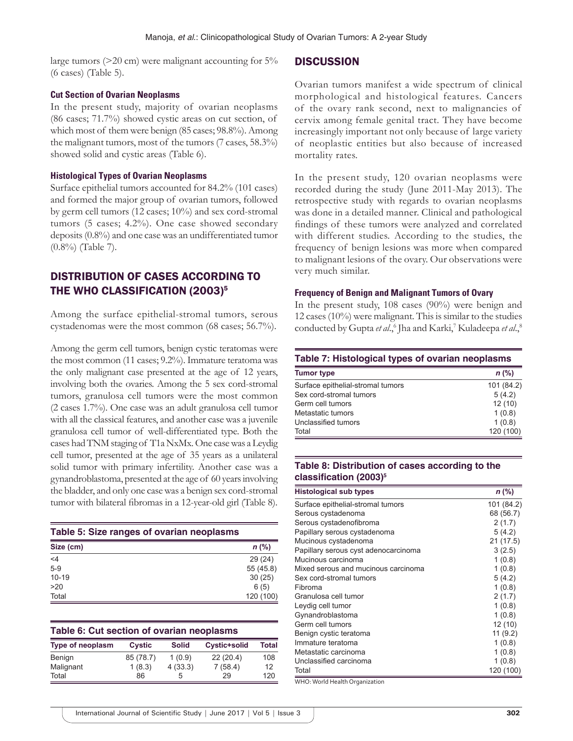large tumors (>20 cm) were malignant accounting for 5% (6 cases) (Table 5).

### Cut Section of Ovarian Neoplasms

In the present study, majority of ovarian neoplasms (86 cases; 71.7%) showed cystic areas on cut section, of which most of them were benign (85 cases; 98.8%). Among the malignant tumors, most of the tumors (7 cases, 58.3%) showed solid and cystic areas (Table 6).

### Histological Types of Ovarian Neoplasms

Surface epithelial tumors accounted for 84.2% (101 cases) and formed the major group of ovarian tumors, followed by germ cell tumors (12 cases; 10%) and sex cord-stromal tumors (5 cases; 4.2%). One case showed secondary deposits (0.8%) and one case was an undifferentiated tumor (0.8%) (Table 7).

## DISTRIBUTION OF CASES ACCORDING TO THE WHO CLASSIFICATION (2003)[5]

Among the surface epithelial-stromal tumors, serous cystadenomas were the most common (68 cases; 56.7%).

Among the germ cell tumors, benign cystic teratomas were the most common (11 cases; 9.2%). Immature teratoma was the only malignant case presented at the age of 12 years, involving both the ovaries. Among the 5 sex cord-stromal tumors, granulosa cell tumors were the most common (2 cases 1.7%). One case was an adult granulosa cell tumor with all the classical features, and another case was a juvenile granulosa cell tumor of well-differentiated type. Both the cases had TNM staging of T1a NxMx. One case was a Leydig cell tumor, presented at the age of 35 years as a unilateral solid tumor with primary infertility. Another case was a gynandroblastoma, presented at the age of 60 years involving the bladder, and only one case was a benign sex cord-stromal tumor with bilateral fibromas in a 12-year-old girl (Table 8).

**Table 5: Size ranges of ovarian neoplasms**

| Size (cm) | n (%) |
|---|---|
| <4 | 29 (24) |
| 5-9 | 55 (45.8) |
| 10-19 | 30 (25) |
| >20 | 6 (5) |
| Total | 120 (100) |

**Table 6: Cut section of ovarian neoplasms**

| Type of neoplasm | Cystic | Solid | Cystic+solid | Total |
|---|---|---|---|---|
| Benign | 85 (78.7) | 1 (0.9) | 22 (20.4) | 108 |
| Malignant | 1 (8.3) | 4 (33.3) | 7 (58.4) | 12 |
| Total | 86 | 5 | 29 | 120 |

## DISCUSSION

Ovarian tumors manifest a wide spectrum of clinical morphological and histological features. Cancers of the ovary rank second, next to malignancies of cervix among female genital tract. They have become increasingly important not only because of large variety of neoplastic entities but also because of increased mortality rates.

In the present study, 120 ovarian neoplasms were recorded during the study (June 2011-May 2013). The retrospective study with regards to ovarian neoplasms was done in a detailed manner. Clinical and pathological findings of these tumors were analyzed and correlated with different studies. According to the studies, the frequency of benign lesions was more when compared to malignant lesions of the ovary. Our observations were very much similar.

### Frequency of Benign and Malignant Tumors of Ovary

In the present study, 108 cases (90%) were benign and 12 cases (10%) were malignant. This is similar to the studies conducted by Gupta *et al.*,[6] Jha and Karki,[7] Kuladeepa *et al.*,[8]

**Table 7: Histological types of ovarian neoplasms**

| Tumor type | n (%) |
|---|---|
| Surface epithelial-stromal tumors | 101 (84.2) |
| Sex cord-stromal tumors | 5 (4.2) |
| Germ cell tumors | 12 (10) |
| Metastatic tumors | 1 (0.8) |
| Unclassified tumors | 1 (0.8) |
| Total | 120 (100) |

**Table 8: Distribution of cases according to the classification (2003)[5]**

| Histological sub types | n (%) |
|---|---|
| Surface epithelial-stromal tumors | 101 (84.2) |
| Serous cystadenoma | 68 (56.7) |
| Serous cystadenofibroma | 2 (1.7) |
| Papillary serous cystadenoma | 5 (4.2) |
| Mucinous cystadenoma | 21 (17.5) |
| Papillary serous cyst adenocarcinoma | 3 (2.5) |
| Mucinous carcinoma | 1 (0.8) |
| Mixed serous and mucinous carcinoma | 1 (0.8) |
| Sex cord-stromal tumors | 5 (4.2) |
| Fibroma | 1 (0.8) |
| Granulosa cell tumor | 2 (1.7) |
| Leydig cell tumor | 1 (0.8) |
| Gynandroblastoma | 1 (0.8) |
| Germ cell tumors | 12 (10) |
| Benign cystic teratoma | 11 (9.2) |
| Immature teratoma | 1 (0.8) |
| Metastatic carcinoma | 1 (0.8) |
| Unclassified carcinoma | 1 (0.8) |
| Total | 120 (100) |

WHO: World Health Organization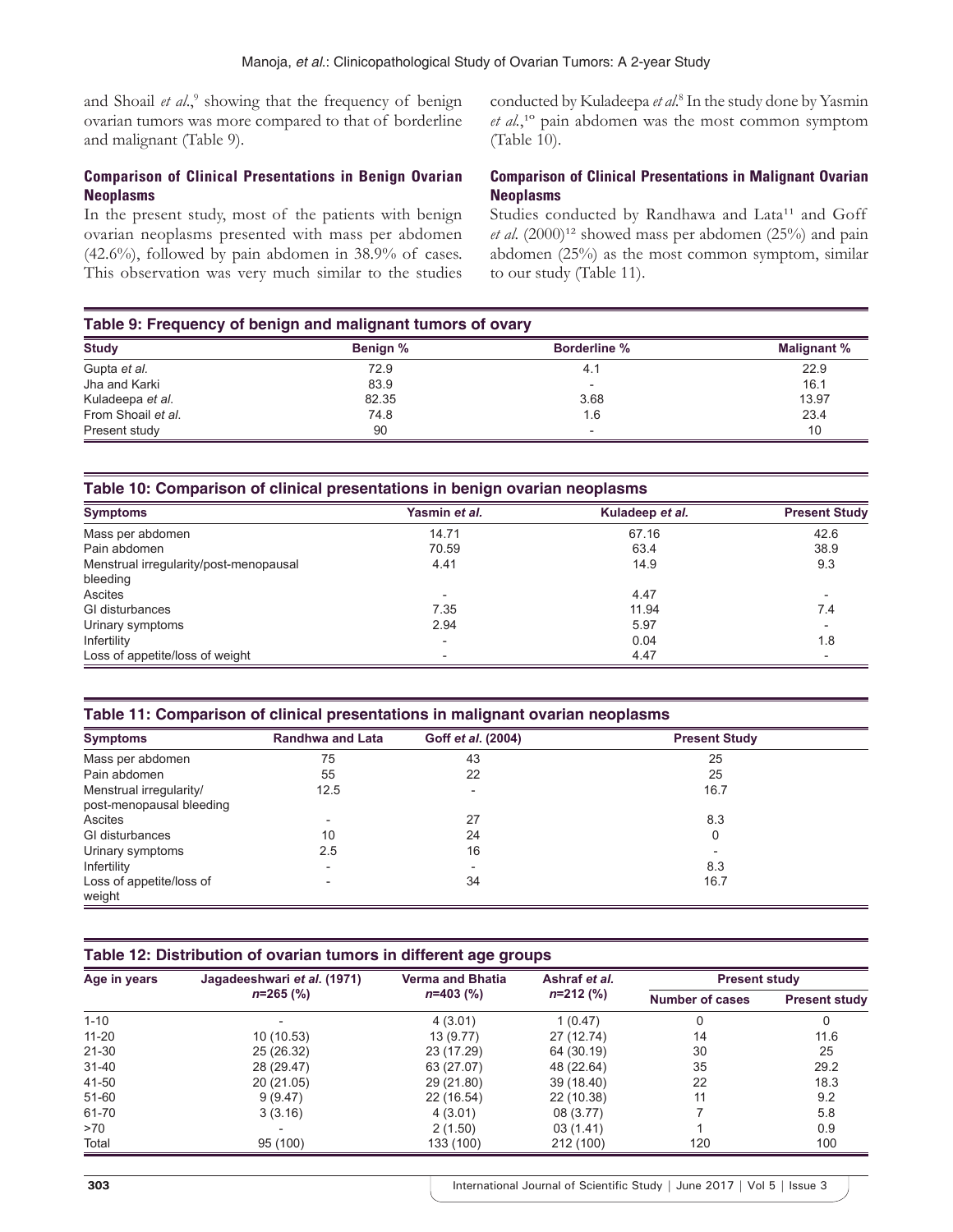and Shoail *et al.*,[9] showing that the frequency of benign ovarian tumors was more compared to that of borderline and malignant (Table 9).

### Comparison of Clinical Presentations in Benign Ovarian Neoplasms

In the present study, most of the patients with benign ovarian neoplasms presented with mass per abdomen (42.6%), followed by pain abdomen in 38.9% of cases. This observation was very much similar to the studies conducted by Kuladeepa *et al.*[8] In the study done by Yasmin *et al.*,[10] pain abdomen was the most common symptom (Table 10).

### Comparison of Clinical Presentations in Malignant Ovarian Neoplasms

Studies conducted by Randhawa and Lata[11] and Goff *et al.* (2000)[12] showed mass per abdomen (25%) and pain abdomen (25%) as the most common symptom, similar to our study (Table 11).

**Table 9: Frequency of benign and malignant tumors of ovary**

| Study | Benign % | Borderline % | Malignant % |
|---|---|---|---|
| Gupta *et al.* | 72.9 | 4.1 | 22.9 |
| Jha and Karki | 83.9 | - | 16.1 |
| Kuladeepa *et al.* | 82.35 | 3.68 | 13.97 |
| From Shoail *et al.* | 74.8 | 1.6 | 23.4 |
| Present study | 90 | - | 10 |

**Table 10: Comparison of clinical presentations in benign ovarian neoplasms**

| Symptoms | Yasmin *et al.* | Kuladeep *et al.* | Present Study |
|---|---|---|---|
| Mass per abdomen | 14.71 | 67.16 | 42.6 |
| Pain abdomen | 70.59 | 63.4 | 38.9 |
| Menstrual irregularity/post-menopausal bleeding | 4.41 | 14.9 | 9.3 |
| Ascites | - | 4.47 | - |
| GI disturbances | 7.35 | 11.94 | 7.4 |
| Urinary symptoms | 2.94 | 5.97 | - |
| Infertility | - | 0.04 | 1.8 |
| Loss of appetite/loss of weight | - | 4.47 | - |

**Table 11: Comparison of clinical presentations in malignant ovarian neoplasms**

| Symptoms | Randhwa and Lata | Goff *et al.* (2004) | Present Study |
|---|---|---|---|
| Mass per abdomen | 75 | 43 | 25 |
| Pain abdomen | 55 | 22 | 25 |
| Menstrual irregularity/ post-menopausal bleeding | 12.5 | - | 16.7 |
| Ascites | - | 27 | 8.3 |
| GI disturbances | 10 | 24 | 0 |
| Urinary symptoms | 2.5 | 16 | - |
| Infertility | - | - | 8.3 |
| Loss of appetite/loss of weight | - | 34 | 16.7 |

**Table 12: Distribution of ovarian tumors in different age groups**

| Age in years | Jagadeeshwari *et al.* (1971) *n*=265 (%) | Verma and Bhatia *n*=403 (%) | Ashraf *et al.* *n*=212 (%) | Present study | |
|---|---|---|---|---|---|
| | | | | Number of cases | Present study |
| 1-10 | - | 4 (3.01) | 1 (0.47) | 0 | 0 |
| 11-20 | 10 (10.53) | 13 (9.77) | 27 (12.74) | 14 | 11.6 |
| 21-30 | 25 (26.32) | 23 (17.29) | 64 (30.19) | 30 | 25 |
| 31-40 | 28 (29.47) | 63 (27.07) | 48 (22.64) | 35 | 29.2 |
| 41-50 | 20 (21.05) | 29 (21.80) | 39 (18.40) | 22 | 18.3 |
| 51-60 | 9 (9.47) | 22 (16.54) | 22 (10.38) | 11 | 9.2 |
| 61-70 | 3 (3.16) | 4 (3.01) | 08 (3.77) | 7 | 5.8 |
| >70 | - | 2 (1.50) | 03 (1.41) | 1 | 0.9 |
| Total | 95 (100) | 133 (100) | 212 (100) | 120 | 100 |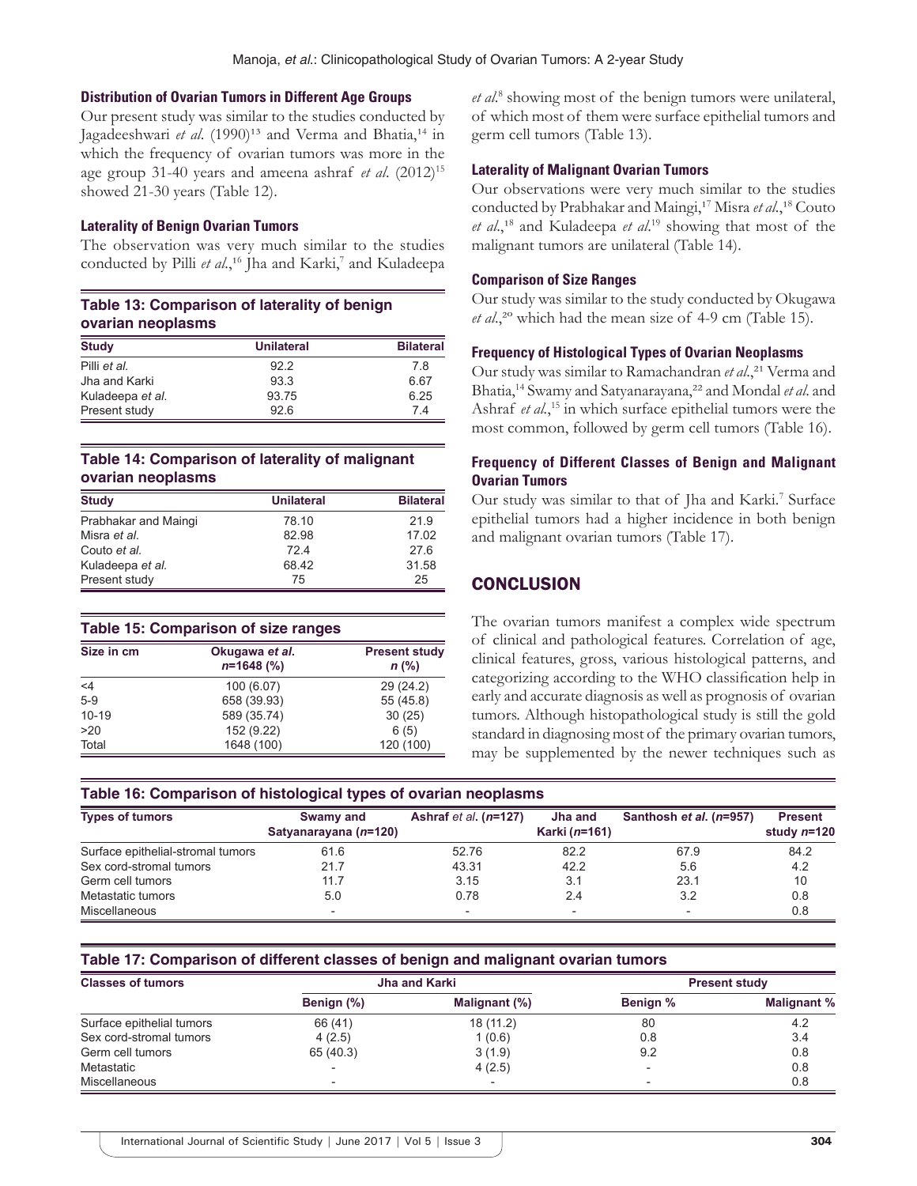### Distribution of Ovarian Tumors in Different Age Groups

Our present study was similar to the studies conducted by Jagadeeshwari *et al.* (1990)[13] and Verma and Bhatia,[14] in which the frequency of ovarian tumors was more in the age group 31-40 years and ameena ashraf *et al.* (2012)[15] showed 21-30 years (Table 12).

### Laterality of Benign Ovarian Tumors

The observation was very much similar to the studies conducted by Pilli *et al.*,[16] Jha and Karki,[7] and Kuladeepa *et al.*[8] showing most of the benign tumors were unilateral, of which most of them were surface epithelial tumors and germ cell tumors (Table 13).

**Table 13: Comparison of laterality of benign ovarian neoplasms**

| Study | Unilateral | Bilateral |
|---|---|---|
| Pilli *et al.* | 92.2 | 7.8 |
| Jha and Karki | 93.3 | 6.67 |
| Kuladeepa *et al.* | 93.75 | 6.25 |
| Present study | 92.6 | 7.4 |

**Table 14: Comparison of laterality of malignant ovarian neoplasms**

| Study | Unilateral | Bilateral |
|---|---|---|
| Prabhakar and Maingi | 78.10 | 21.9 |
| Misra *et al.* | 82.98 | 17.02 |
| Couto *et al.* | 72.4 | 27.6 |
| Kuladeepa *et al.* | 68.42 | 31.58 |
| Present study | 75 | 25 |

**Table 15: Comparison of size ranges**

| Size in cm | Okugawa *et al.* $n$=1648 (%) | Present study $n$ (%) |
|---|---|---|
| <4 | 100 (6.07) | 29 (24.2) |
| 5-9 | 658 (39.93) | 55 (45.8) |
| 10-19 | 589 (35.74) | 30 (25) |
| >20 | 152 (9.22) | 6 (5) |
| Total | 1648 (100) | 120 (100) |

### Laterality of Malignant Ovarian Tumors

Our observations were very much similar to the studies conducted by Prabhakar and Maingi,[17] Misra *et al.*,[18] Couto *et al.*,[18] and Kuladeepa *et al.*[19] showing that most of the malignant tumors are unilateral (Table 14).

### Comparison of Size Ranges

Our study was similar to the study conducted by Okugawa *et al.*,[20] which had the mean size of 4-9 cm (Table 15).

### Frequency of Histological Types of Ovarian Neoplasms

Our study was similar to Ramachandran *et al.*,[21] Verma and Bhatia,[14] Swamy and Satyanarayana,[22] and Mondal *et al.* and Ashraf *et al.*,[15] in which surface epithelial tumors were the most common, followed by germ cell tumors (Table 16).

### Frequency of Different Classes of Benign and Malignant Ovarian Tumors

Our study was similar to that of Jha and Karki.[7] Surface epithelial tumors had a higher incidence in both benign and malignant ovarian tumors (Table 17).

## CONCLUSION

The ovarian tumors manifest a complex wide spectrum of clinical and pathological features. Correlation of age, clinical features, gross, various histological patterns, and categorizing according to the WHO classification help in early and accurate diagnosis as well as prognosis of ovarian tumors. Although histopathological study is still the gold standard in diagnosing most of the primary ovarian tumors, may be supplemented by the newer techniques such as

**Table 16: Comparison of histological types of ovarian neoplasms**

| Types of tumors | Swamy and Satyanarayana ($n$=120) | Ashraf *et al.* ($n$=127) | Jha and Karki ($n$=161) | Santhosh *et al.* ($n$=957) | Present study $n$=120 |
|---|---|---|---|---|---|
| Surface epithelial-stromal tumors | 61.6 | 52.76 | 82.2 | 67.9 | 84.2 |
| Sex cord-stromal tumors | 21.7 | 43.31 | 42.2 | 5.6 | 4.2 |
| Germ cell tumors | 11.7 | 3.15 | 3.1 | 23.1 | 10 |
| Metastatic tumors | 5.0 | 0.78 | 2.4 | 3.2 | 0.8 |
| Miscellaneous | - | - | - | - | 0.8 |

**Table 17: Comparison of different classes of benign and malignant ovarian tumors**

| Classes of tumors | Jha and Karki | | Present study | |
|---|---|---|---|---|
| | Benign (%) | Malignant (%) | Benign % | Malignant % |
| Surface epithelial tumors | 66 (41) | 18 (11.2) | 80 | 4.2 |
| Sex cord-stromal tumors | 4 (2.5) | 1 (0.6) | 0.8 | 3.4 |
| Germ cell tumors | 65 (40.3) | 3 (1.9) | 9.2 | 0.8 |
| Metastatic | - | 4 (2.5) | - | 0.8 |
| Miscellaneous | - | - | - | 0.8 |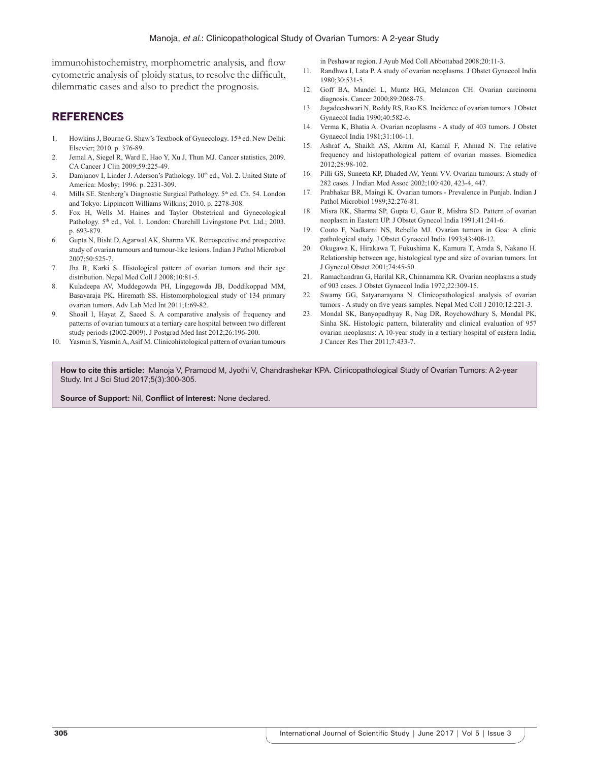immunohistochemistry, morphometric analysis, and flow cytometric analysis of ploidy status, to resolve the difficult, dilemmatic cases and also to predict the prognosis.

## REFERENCES

1. Howkins J, Bourne G. Shaw's Textbook of Gynecology. 15th ed. New Delhi: Elsevier; 2010. p. 376-89.
2. Jemal A, Siegel R, Ward E, Hao Y, Xu J, Thun MJ. Cancer statistics, 2009. CA Cancer J Clin 2009;59:225-49.
3. Damjanov I, Linder J. Aderson's Pathology. 10th ed., Vol. 2. United State of America: Mosby; 1996. p. 2231-309.
4. Mills SE. Stenberg's Diagnostic Surgical Pathology. 5th ed. Ch. 54. London and Tokyo: Lippincott Williams Wilkins; 2010. p. 2278-308.
5. Fox H, Wells M. Haines and Taylor Obstetrical and Gynecological Pathology. 5th ed., Vol. 1. London: Churchill Livingstone Pvt. Ltd.; 2003. p. 693-879.
6. Gupta N, Bisht D, Agarwal AK, Sharma VK. Retrospective and prospective study of ovarian tumours and tumour-like lesions. Indian J Pathol Microbiol 2007;50:525-7.
7. Jha R, Karki S. Histological pattern of ovarian tumors and their age distribution. Nepal Med Coll J 2008;10:81-5.
8. Kuladeepa AV, Muddegowda PH, Lingegowda JB, Doddikoppad MM, Basavaraja PK, Hiremath SS. Histomorphological study of 134 primary ovarian tumors. Adv Lab Med Int 2011;1:69-82.
9. Shoail I, Hayat Z, Saeed S. A comparative analysis of frequency and patterns of ovarian tumours at a tertiary care hospital between two different study periods (2002-2009). J Postgrad Med Inst 2012;26:196-200.
10. Yasmin S, Yasmin A, Asif M. Clinicohistological pattern of ovarian tumours in Peshawar region. J Ayub Med Coll Abbottabad 2008;20:11-3.
11. Randhwa I, Lata P. A study of ovarian neoplasms. J Obstet Gynaecol India 1980;30:531-5.
12. Goff BA, Mandel L, Muntz HG, Melancon CH. Ovarian carcinoma diagnosis. Cancer 2000;89:2068-75.
13. Jagadeeshwari N, Reddy RS, Rao KS. Incidence of ovarian tumors. J Obstet Gynaecol India 1990;40:582-6.
14. Verma K, Bhatia A. Ovarian neoplasms - A study of 403 tumors. J Obstet Gynaecol India 1981;31:106-11.
15. Ashraf A, Shaikh AS, Akram AI, Kamal F, Ahmad N. The relative frequency and histopathological pattern of ovarian masses. Biomedica 2012;28:98-102.
16. Pilli GS, Suneeta KP, Dhaded AV, Yenni VV. Ovarian tumours: A study of 282 cases. J Indian Med Assoc 2002;100:420, 423-4, 447.
17. Prabhakar BR, Maingi K. Ovarian tumors - Prevalence in Punjab. Indian J Pathol Microbiol 1989;32:276-81.
18. Misra RK, Sharma SP, Gupta U, Gaur R, Mishra SD. Pattern of ovarian neoplasm in Eastern UP. J Obstet Gynecol India 1991;41:241-6.
19. Couto F, Nadkarni NS, Rebello MJ. Ovarian tumors in Goa: A clinic pathological study. J Obstet Gynaecol India 1993;43:408-12.
20. Okugawa K, Hirakawa T, Fukushima K, Kamura T, Amda S, Nakano H. Relationship between age, histological type and size of ovarian tumors. Int J Gynecol Obstet 2001;74:45-50.
21. Ramachandran G, Harilal KR, Chinnamma KR. Ovarian neoplasms a study of 903 cases. J Obstet Gynaecol India 1972;22:309-15.
22. Swamy GG, Satyanarayana N. Clinicopathological analysis of ovarian tumors - A study on five years samples. Nepal Med Coll J 2010;12:221-3.
23. Mondal SK, Banyopadhyay R, Nag DR, Roychowdhury S, Mondal PK, Sinha SK. Histologic pattern, bilaterality and clinical evaluation of 957 ovarian neoplasms: A 10-year study in a tertiary hospital of eastern India. J Cancer Res Ther 2011;7:433-7.

**How to cite this article:** Manoja V, Pramood M, Jyothi V, Chandrashekar KPA. Clinicopathological Study of Ovarian Tumors: A 2-year Study. Int J Sci Stud 2017;5(3):300-305.

**Source of Support:** Nil, **Conflict of Interest:** None declared.